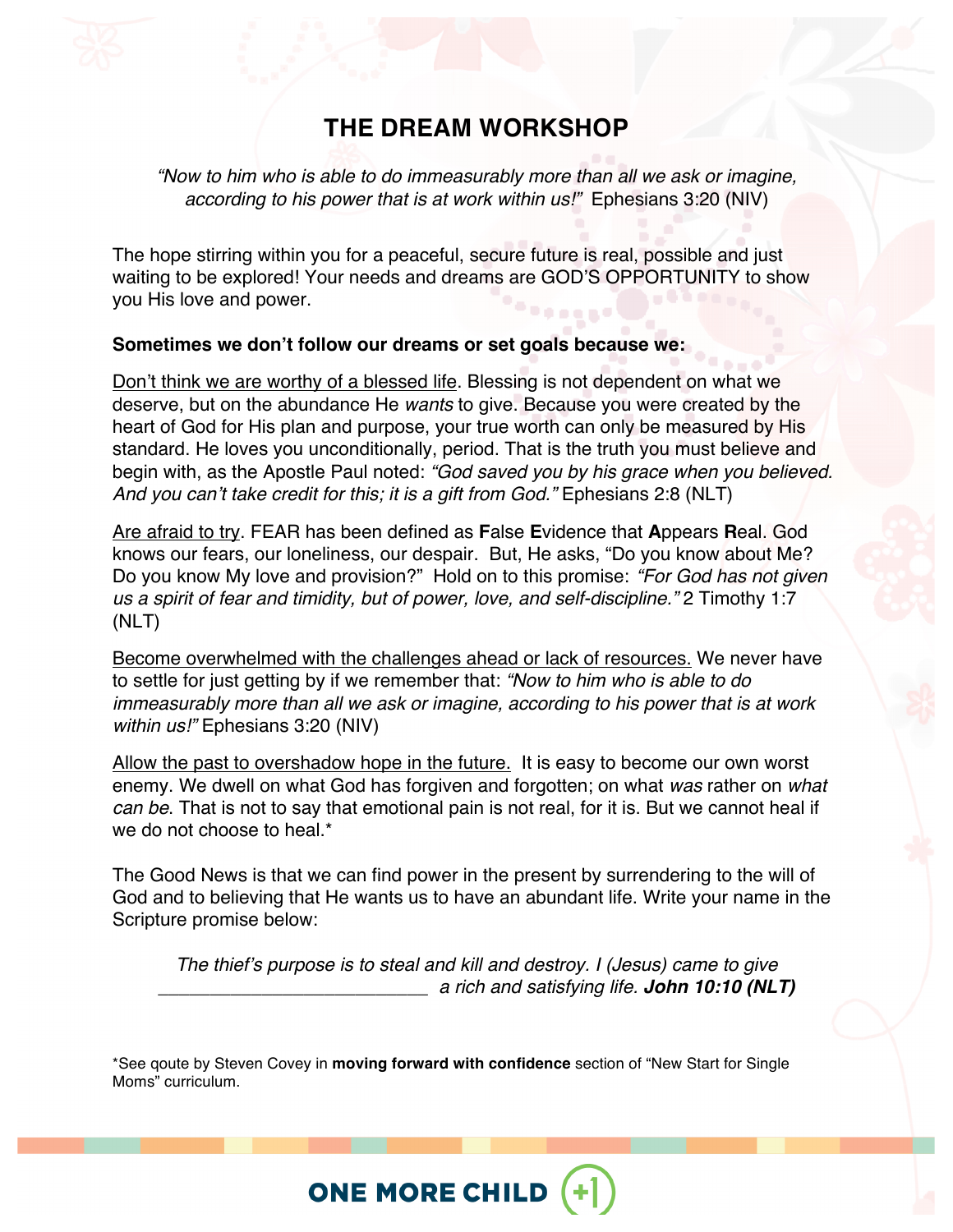# THE DREAM WORKSHOP

*"Now to him who is able to do immeasurably more than all we ask or imagine, according to his power that is at work within us!"* Ephesians 3:20 (NIV)

The hope stirring within you for a peaceful, secure future is real, possible and just waiting to be explored! Your needs and dreams are GOD'S OPPORTUNITY to show you His love and power.

**Sometimes we don't follow our dreams or set goals because we:**

<u>Don't think we are worthy of a blessed life</u>. Blessing is not dependent on what we deserve, but on the abundance He *wants* to give. Because you were created by the heart of God for His plan and purpose, your true worth can only be measured by His standard. He loves you unconditionally, period. That is the truth you must believe and begin with, as the Apostle Paul noted: *"God saved you by his grace when you believed. And you can't take credit for this; it is a gift from God."* Ephesians 2:8 (NLT)

<u>Are afraid to try</u>. FEAR has been defined as **F**alse **E**vidence that **A**ppears **R**eal. God knows our fears, our loneliness, our despair. But, He asks, "Do you know about Me? Do you know My love and provision?" Hold on to this promise: *"For God has not given us a spirit of fear and timidity, but of power, love, and self-discipline."* 2 Timothy 1:7 (NLT)

<u>Become overwhelmed with the challenges ahead or lack of resources.</u> We never have to settle for just getting by if we remember that: *"Now to him who is able to do immeasurably more than all we ask or imagine, according to his power that is at work within us!"* Ephesians 3:20 (NIV)

<u>Allow the past to overshadow hope in the future.</u> It is easy to become our own worst enemy. We dwell on what God has forgiven and forgotten; on what *was* rather on *what can be*. That is not to say that emotional pain is not real, for it is. But we cannot heal if we do not choose to heal.*

The Good News is that we can find power in the present by surrendering to the will of God and to believing that He wants us to have an abundant life. Write your name in the Scripture promise below:

*The thief's purpose is to steal and kill and destroy. I (Jesus) came to give ___________________________ a rich and satisfying life.* ***John 10:10 (NLT)***

*See qoute by Steven Covey in **moving forward with confidence** section of "New Start for Single Moms" curriculum.

ONE MORE CHILD (+1)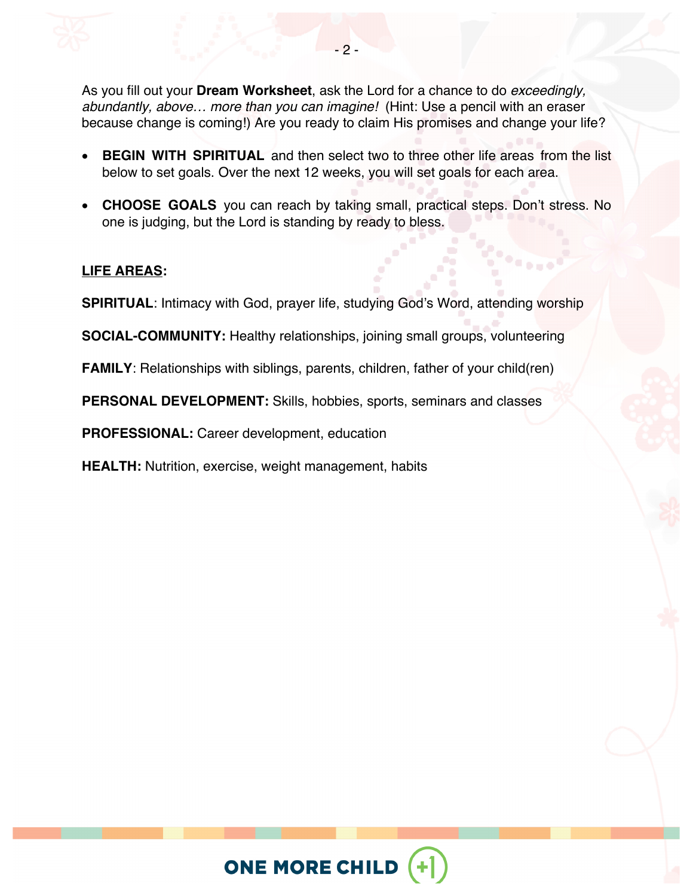As you fill out your **Dream Worksheet**, ask the Lord for a chance to do *exceedingly, abundantly, above… more than you can imagine!* (Hint: Use a pencil with an eraser because change is coming!) Are you ready to claim His promises and change your life?

- **BEGIN WITH SPIRITUAL** and then select two to three other life areas from the list below to set goals. Over the next 12 weeks, you will set goals for each area.
- **CHOOSE GOALS** you can reach by taking small, practical steps. Don't stress. No one is judging, but the Lord is standing by ready to bless.

**LIFE AREAS:**

**SPIRITUAL**: Intimacy with God, prayer life, studying God's Word, attending worship

**SOCIAL-COMMUNITY:** Healthy relationships, joining small groups, volunteering

**FAMILY**: Relationships with siblings, parents, children, father of your child(ren)

**PERSONAL DEVELOPMENT:** Skills, hobbies, sports, seminars and classes

**PROFESSIONAL:** Career development, education

**HEALTH:** Nutrition, exercise, weight management, habits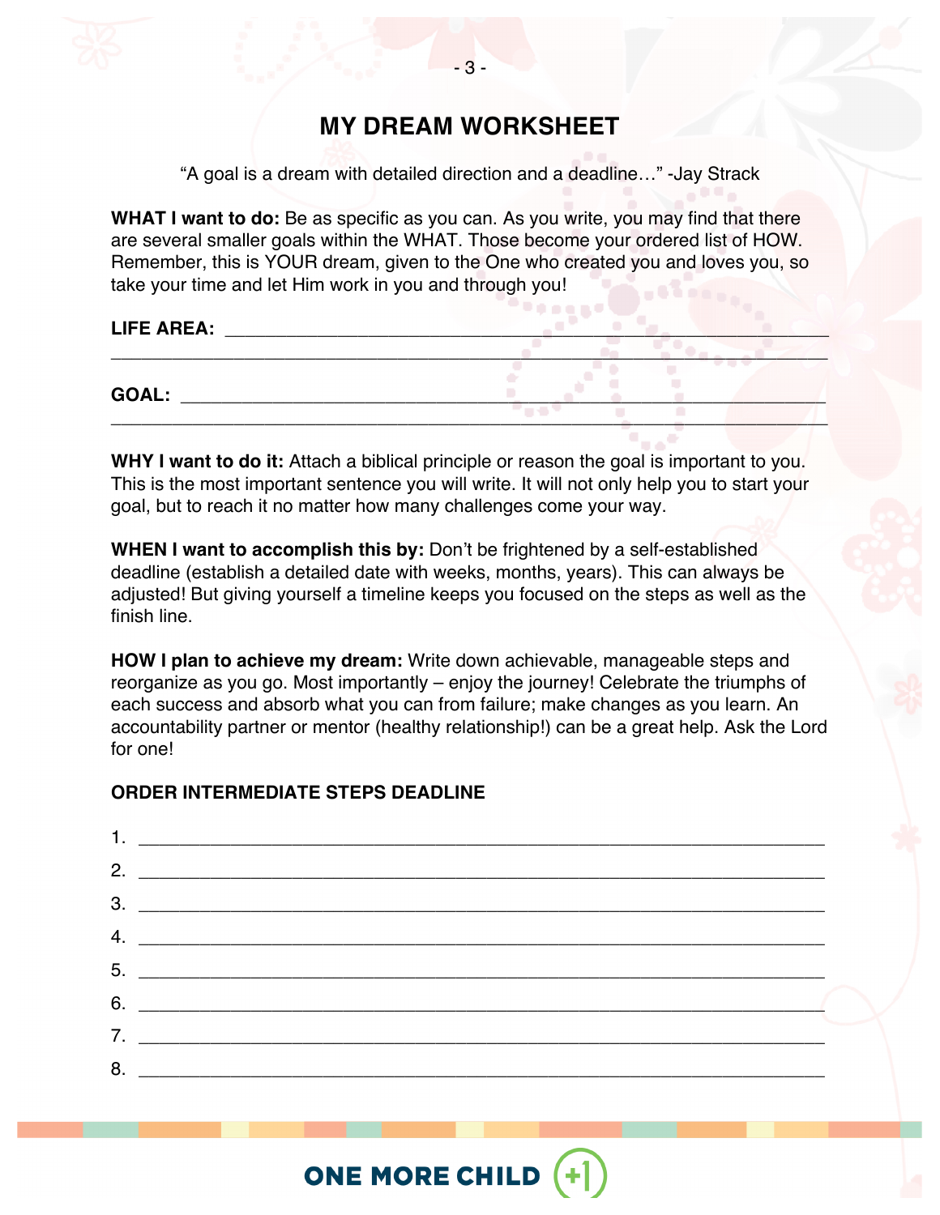# MY DREAM WORKSHEET

"A goal is a dream with detailed direction and a deadline…" -Jay Strack

**WHAT I want to do:** Be as specific as you can. As you write, you may find that there are several smaller goals within the WHAT. Those become your ordered list of HOW. Remember, this is YOUR dream, given to the One who created you and loves you, so take your time and let Him work in you and through you!

**LIFE AREA:** ______________________________________________________________
______________________________________________________________________

**GOAL:** __________________________________________________________________
______________________________________________________________________

**WHY I want to do it:** Attach a biblical principle or reason the goal is important to you. This is the most important sentence you will write. It will not only help you to start your goal, but to reach it no matter how many challenges come your way.

**WHEN I want to accomplish this by:** Don't be frightened by a self-established deadline (establish a detailed date with weeks, months, years). This can always be adjusted! But giving yourself a timeline keeps you focused on the steps as well as the finish line.

**HOW I plan to achieve my dream:** Write down achievable, manageable steps and reorganize as you go. Most importantly – enjoy the journey! Celebrate the triumphs of each success and absorb what you can from failure; make changes as you learn. An accountability partner or mentor (healthy relationship!) can be a great help. Ask the Lord for one!

**ORDER INTERMEDIATE STEPS DEADLINE**

1. ____________________________________________________________________
2. ____________________________________________________________________
3. ____________________________________________________________________
4. ____________________________________________________________________
5. ____________________________________________________________________
6. ____________________________________________________________________
7. ____________________________________________________________________
8. ____________________________________________________________________

ONE MORE CHILD (+1)